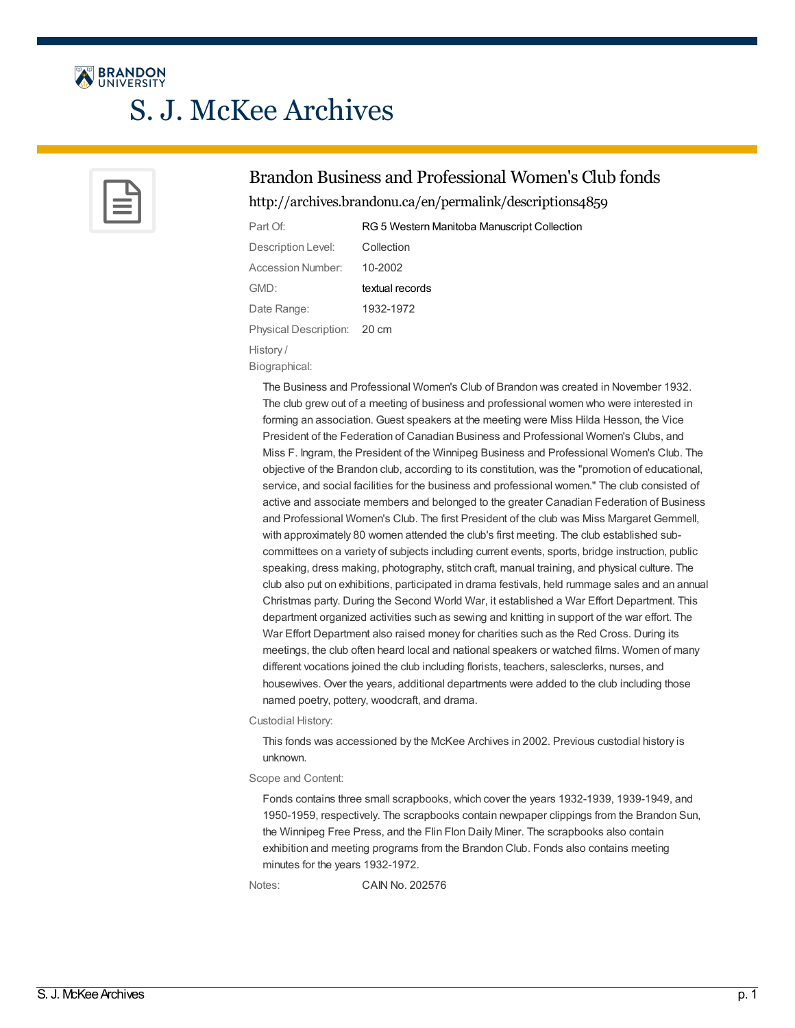# S. J. McKee Archives

## Brandon Business and Professional Women's Club fonds

http://archives.brandonu.ca/en/permalink/descriptions4859

| | |
|---|---|
| Part Of: | RG 5 Western Manitoba Manuscript Collection |
| Description Level: | Collection |
| Accession Number: | 10-2002 |
| GMD: | textual records |
| Date Range: | 1932-1972 |
| Physical Description: | 20 cm |

History / Biographical:

The Business and Professional Women's Club of Brandon was created in November 1932. The club grew out of a meeting of business and professional women who were interested in forming an association. Guest speakers at the meeting were Miss Hilda Hesson, the Vice President of the Federation of Canadian Business and Professional Women's Clubs, and Miss F. Ingram, the President of the Winnipeg Business and Professional Women's Club. The objective of the Brandon club, according to its constitution, was the "promotion of educational, service, and social facilities for the business and professional women." The club consisted of active and associate members and belonged to the greater Canadian Federation of Business and Professional Women's Club. The first President of the club was Miss Margaret Gemmell, with approximately 80 women attended the club's first meeting. The club established sub-committees on a variety of subjects including current events, sports, bridge instruction, public speaking, dress making, photography, stitch craft, manual training, and physical culture. The club also put on exhibitions, participated in drama festivals, held rummage sales and an annual Christmas party. During the Second World War, it established a War Effort Department. This department organized activities such as sewing and knitting in support of the war effort. The War Effort Department also raised money for charities such as the Red Cross. During its meetings, the club often heard local and national speakers or watched films. Women of many different vocations joined the club including florists, teachers, salesclerks, nurses, and housewives. Over the years, additional departments were added to the club including those named poetry, pottery, woodcraft, and drama.

Custodial History:

This fonds was accessioned by the McKee Archives in 2002. Previous custodial history is unknown.

Scope and Content:

Fonds contains three small scrapbooks, which cover the years 1932-1939, 1939-1949, and 1950-1959, respectively. The scrapbooks contain newpaper clippings from the Brandon Sun, the Winnipeg Free Press, and the Flin Flon Daily Miner. The scrapbooks also contain exhibition and meeting programs from the Brandon Club. Fonds also contains meeting minutes for the years 1932-1972.

Notes: CAIN No. 202576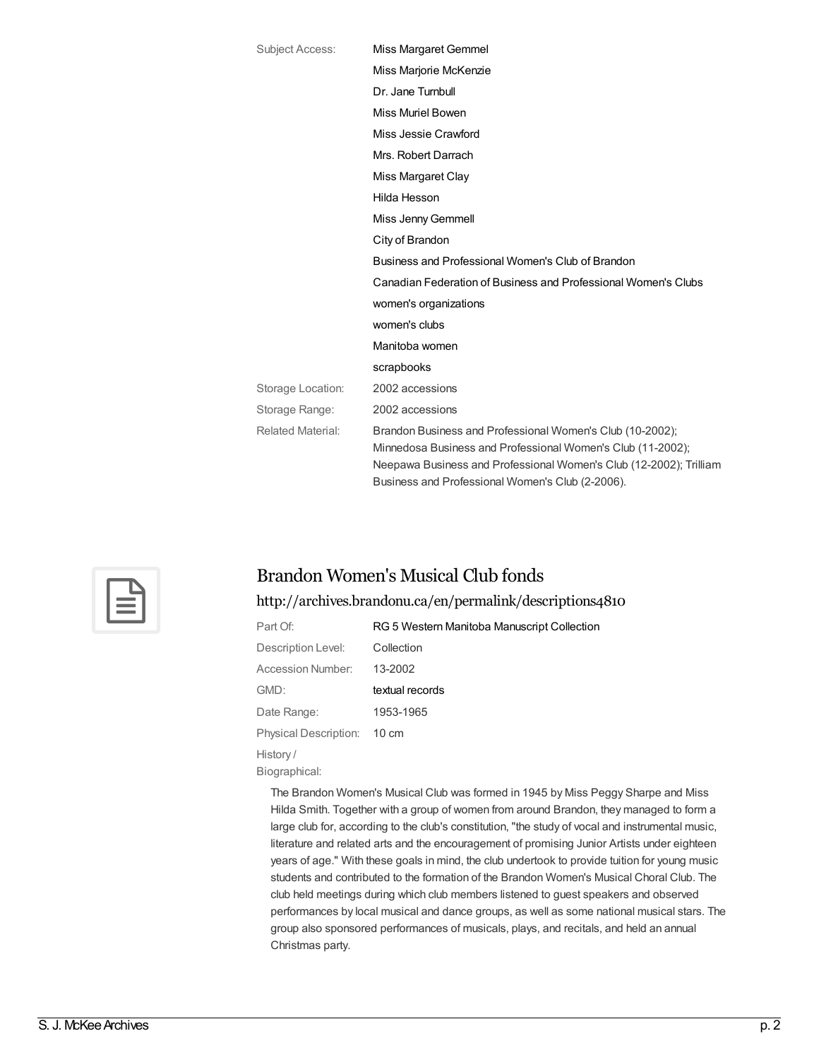| | |
|---|---|
| Subject Access: | Miss Margaret Gemmel |
| | Miss Marjorie McKenzie |
| | Dr. Jane Turnbull |
| | Miss Muriel Bowen |
| | Miss Jessie Crawford |
| | Mrs. Robert Darrach |
| | Miss Margaret Clay |
| | Hilda Hesson |
| | Miss Jenny Gemmell |
| | City of Brandon |
| | Business and Professional Women's Club of Brandon |
| | Canadian Federation of Business and Professional Women's Clubs |
| | women's organizations |
| | women's clubs |
| | Manitoba women |
| | scrapbooks |
| Storage Location: | 2002 accessions |
| Storage Range: | 2002 accessions |
| Related Material: | Brandon Business and Professional Women's Club (10-2002); Minnedosa Business and Professional Women's Club (11-2002); Neepawa Business and Professional Women's Club (12-2002); Trilliam Business and Professional Women's Club (2-2006). |

## Brandon Women's Musical Club fonds

http://archives.brandonu.ca/en/permalink/descriptions4810

| | |
|---|---|
| Part Of: | RG 5 Western Manitoba Manuscript Collection |
| Description Level: | Collection |
| Accession Number: | 13-2002 |
| GMD: | textual records |
| Date Range: | 1953-1965 |
| Physical Description: | 10 cm |

History / Biographical:

The Brandon Women's Musical Club was formed in 1945 by Miss Peggy Sharpe and Miss Hilda Smith. Together with a group of women from around Brandon, they managed to form a large club for, according to the club's constitution, "the study of vocal and instrumental music, literature and related arts and the encouragement of promising Junior Artists under eighteen years of age." With these goals in mind, the club undertook to provide tuition for young music students and contributed to the formation of the Brandon Women's Musical Choral Club. The club held meetings during which club members listened to guest speakers and observed performances by local musical and dance groups, as well as some national musical stars. The group also sponsored performances of musicals, plays, and recitals, and held an annual Christmas party.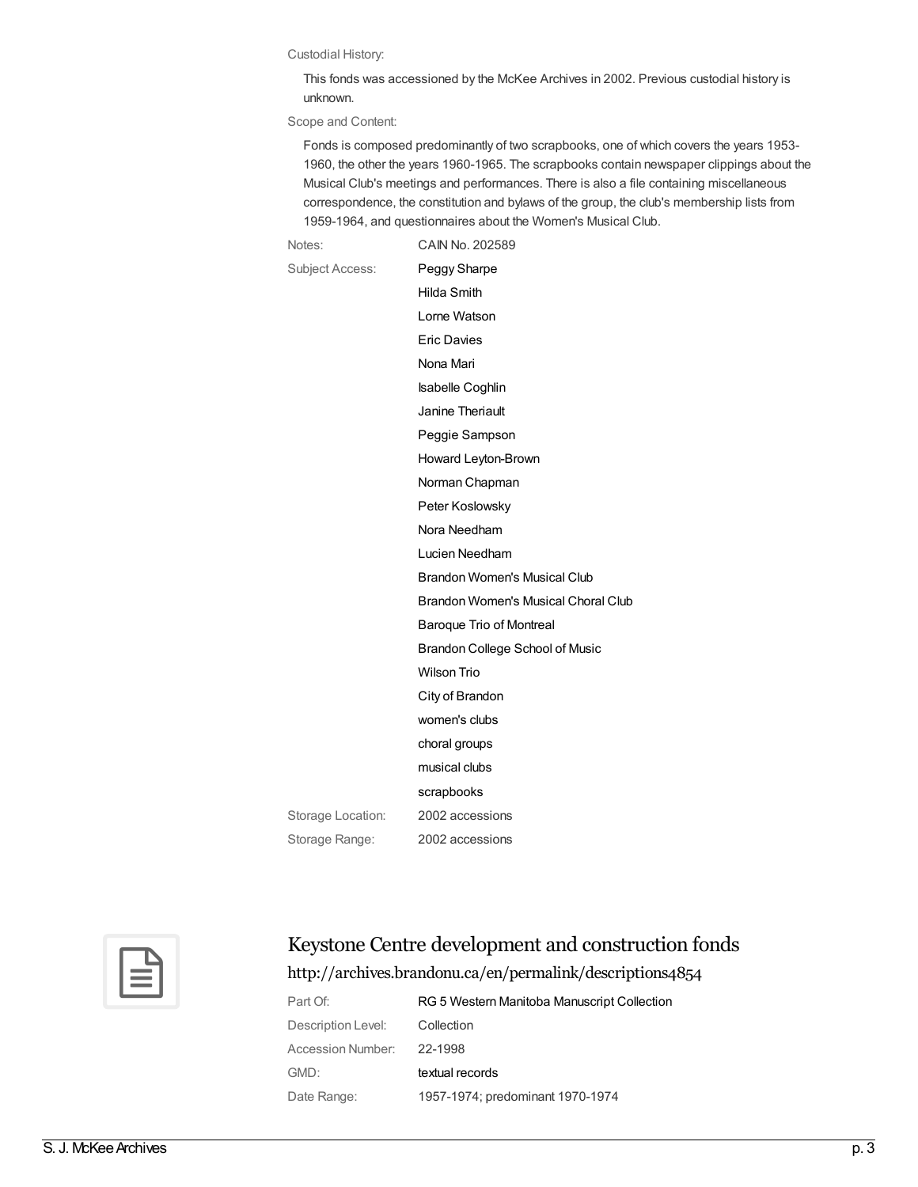Custodial History:

This fonds was accessioned by the McKee Archives in 2002. Previous custodial history is unknown.

Scope and Content:

Fonds is composed predominantly of two scrapbooks, one of which covers the years 1953-1960, the other the years 1960-1965. The scrapbooks contain newspaper clippings about the Musical Club's meetings and performances. There is also a file containing miscellaneous correspondence, the constitution and bylaws of the group, the club's membership lists from 1959-1964, and questionnaires about the Women's Musical Club.

Notes: CAIN No. 202589

Subject Access:

- Peggy Sharpe
- Hilda Smith
- Lorne Watson
- Eric Davies
- Nona Mari
- Isabelle Coghlin
- Janine Theriault
- Peggie Sampson
- Howard Leyton-Brown
- Norman Chapman
- Peter Koslowsky
- Nora Needham
- Lucien Needham
- Brandon Women's Musical Club
- Brandon Women's Musical Choral Club
- Baroque Trio of Montreal
- Brandon College School of Music
- Wilson Trio
- City of Brandon
- women's clubs
- choral groups
- musical clubs
- scrapbooks

Storage Location: 2002 accessions

Storage Range: 2002 accessions

## Keystone Centre development and construction fonds

http://archives.brandonu.ca/en/permalink/descriptions4854

Part Of: RG 5 Western Manitoba Manuscript Collection

Description Level: Collection

Accession Number: 22-1998

GMD: textual records

Date Range: 1957-1974; predominant 1970-1974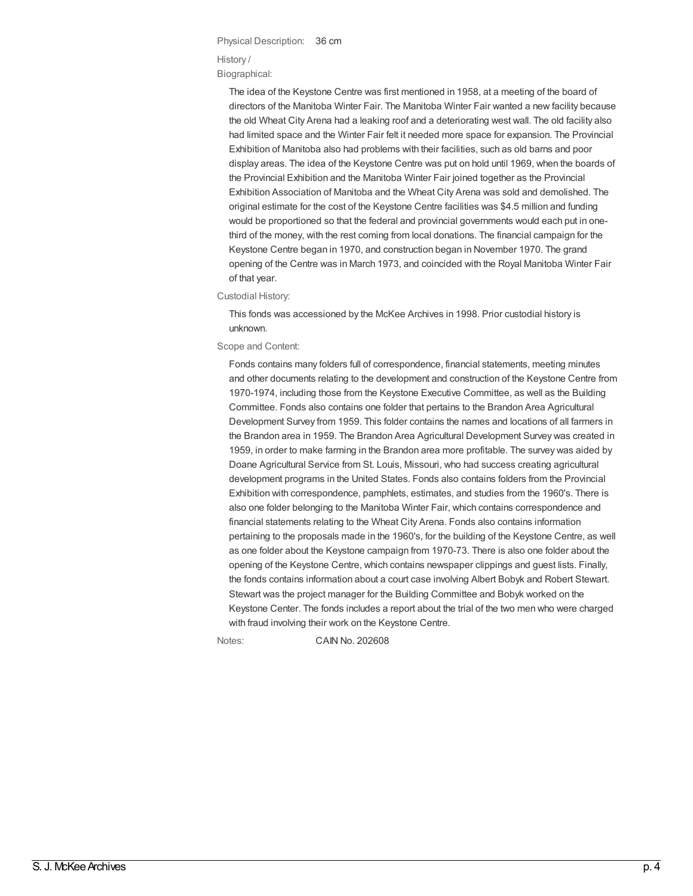Physical Description: 36 cm

History / Biographical:

The idea of the Keystone Centre was first mentioned in 1958, at a meeting of the board of directors of the Manitoba Winter Fair. The Manitoba Winter Fair wanted a new facility because the old Wheat City Arena had a leaking roof and a deteriorating west wall. The old facility also had limited space and the Winter Fair felt it needed more space for expansion. The Provincial Exhibition of Manitoba also had problems with their facilities, such as old barns and poor display areas. The idea of the Keystone Centre was put on hold until 1969, when the boards of the Provincial Exhibition and the Manitoba Winter Fair joined together as the Provincial Exhibition Association of Manitoba and the Wheat City Arena was sold and demolished. The original estimate for the cost of the Keystone Centre facilities was $4.5 million and funding would be proportioned so that the federal and provincial governments would each put in one-third of the money, with the rest coming from local donations. The financial campaign for the Keystone Centre began in 1970, and construction began in November 1970. The grand opening of the Centre was in March 1973, and coincided with the Royal Manitoba Winter Fair of that year.

Custodial History:

This fonds was accessioned by the McKee Archives in 1998. Prior custodial history is unknown.

Scope and Content:

Fonds contains many folders full of correspondence, financial statements, meeting minutes and other documents relating to the development and construction of the Keystone Centre from 1970-1974, including those from the Keystone Executive Committee, as well as the Building Committee. Fonds also contains one folder that pertains to the Brandon Area Agricultural Development Survey from 1959. This folder contains the names and locations of all farmers in the Brandon area in 1959. The Brandon Area Agricultural Development Survey was created in 1959, in order to make farming in the Brandon area more profitable. The survey was aided by Doane Agricultural Service from St. Louis, Missouri, who had success creating agricultural development programs in the United States. Fonds also contains folders from the Provincial Exhibition with correspondence, pamphlets, estimates, and studies from the 1960's. There is also one folder belonging to the Manitoba Winter Fair, which contains correspondence and financial statements relating to the Wheat City Arena. Fonds also contains information pertaining to the proposals made in the 1960's, for the building of the Keystone Centre, as well as one folder about the Keystone campaign from 1970-73. There is also one folder about the opening of the Keystone Centre, which contains newspaper clippings and guest lists. Finally, the fonds contains information about a court case involving Albert Bobyk and Robert Stewart. Stewart was the project manager for the Building Committee and Bobyk worked on the Keystone Center. The fonds includes a report about the trial of the two men who were charged with fraud involving their work on the Keystone Centre.

Notes: CAIN No. 202608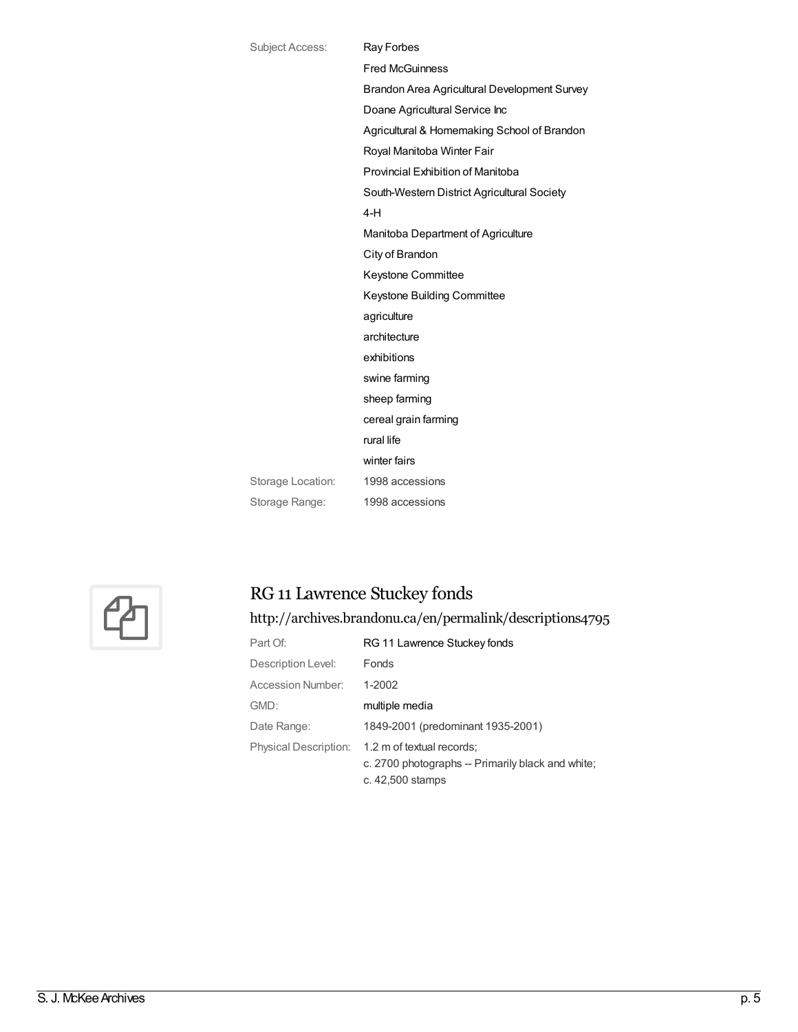| | |
|---|---|
| Subject Access: | Ray Forbes |
| | Fred McGuinness |
| | Brandon Area Agricultural Development Survey |
| | Doane Agricultural Service Inc |
| | Agricultural & Homemaking School of Brandon |
| | Royal Manitoba Winter Fair |
| | Provincial Exhibition of Manitoba |
| | South-Western District Agricultural Society |
| | 4-H |
| | Manitoba Department of Agriculture |
| | City of Brandon |
| | Keystone Committee |
| | Keystone Building Committee |
| | agriculture |
| | architecture |
| | exhibitions |
| | swine farming |
| | sheep farming |
| | cereal grain farming |
| | rural life |
| | winter fairs |
| Storage Location: | 1998 accessions |
| Storage Range: | 1998 accessions |

## RG 11 Lawrence Stuckey fonds

http://archives.brandonu.ca/en/permalink/descriptions4795

| | |
|---|---|
| Part Of: | RG 11 Lawrence Stuckey fonds |
| Description Level: | Fonds |
| Accession Number: | 1-2002 |
| GMD: | multiple media |
| Date Range: | 1849-2001 (predominant 1935-2001) |
| Physical Description: | 1.2 m of textual records; c. 2700 photographs -- Primarily black and white; c. 42,500 stamps |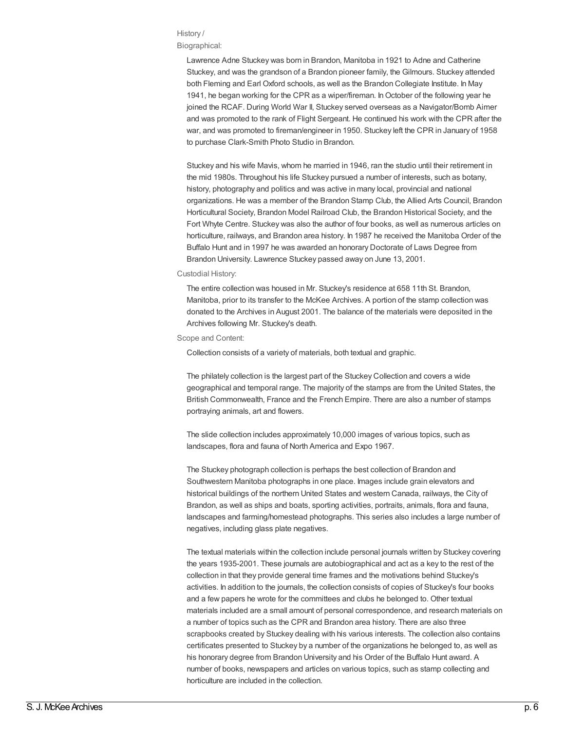History / Biographical:

Lawrence Adne Stuckey was born in Brandon, Manitoba in 1921 to Adne and Catherine Stuckey, and was the grandson of a Brandon pioneer family, the Gilmours. Stuckey attended both Fleming and Earl Oxford schools, as well as the Brandon Collegiate Institute. In May 1941, he began working for the CPR as a wiper/fireman. In October of the following year he joined the RCAF. During World War II, Stuckey served overseas as a Navigator/Bomb Aimer and was promoted to the rank of Flight Sergeant. He continued his work with the CPR after the war, and was promoted to fireman/engineer in 1950. Stuckey left the CPR in January of 1958 to purchase Clark-Smith Photo Studio in Brandon.

Stuckey and his wife Mavis, whom he married in 1946, ran the studio until their retirement in the mid 1980s. Throughout his life Stuckey pursued a number of interests, such as botany, history, photography and politics and was active in many local, provincial and national organizations. He was a member of the Brandon Stamp Club, the Allied Arts Council, Brandon Horticultural Society, Brandon Model Railroad Club, the Brandon Historical Society, and the Fort Whyte Centre. Stuckey was also the author of four books, as well as numerous articles on horticulture, railways, and Brandon area history. In 1987 he received the Manitoba Order of the Buffalo Hunt and in 1997 he was awarded an honorary Doctorate of Laws Degree from Brandon University. Lawrence Stuckey passed away on June 13, 2001.

Custodial History:

The entire collection was housed in Mr. Stuckey's residence at 658 11th St. Brandon, Manitoba, prior to its transfer to the McKee Archives. A portion of the stamp collection was donated to the Archives in August 2001. The balance of the materials were deposited in the Archives following Mr. Stuckey's death.

Scope and Content:

Collection consists of a variety of materials, both textual and graphic.

The philately collection is the largest part of the Stuckey Collection and covers a wide geographical and temporal range. The majority of the stamps are from the United States, the British Commonwealth, France and the French Empire. There are also a number of stamps portraying animals, art and flowers.

The slide collection includes approximately 10,000 images of various topics, such as landscapes, flora and fauna of North America and Expo 1967.

The Stuckey photograph collection is perhaps the best collection of Brandon and Southwestern Manitoba photographs in one place. Images include grain elevators and historical buildings of the northern United States and western Canada, railways, the City of Brandon, as well as ships and boats, sporting activities, portraits, animals, flora and fauna, landscapes and farming/homestead photographs. This series also includes a large number of negatives, including glass plate negatives.

The textual materials within the collection include personal journals written by Stuckey covering the years 1935-2001. These journals are autobiographical and act as a key to the rest of the collection in that they provide general time frames and the motivations behind Stuckey's activities. In addition to the journals, the collection consists of copies of Stuckey's four books and a few papers he wrote for the committees and clubs he belonged to. Other textual materials included are a small amount of personal correspondence, and research materials on a number of topics such as the CPR and Brandon area history. There are also three scrapbooks created by Stuckey dealing with his various interests. The collection also contains certificates presented to Stuckey by a number of the organizations he belonged to, as well as his honorary degree from Brandon University and his Order of the Buffalo Hunt award. A number of books, newspapers and articles on various topics, such as stamp collecting and horticulture are included in the collection.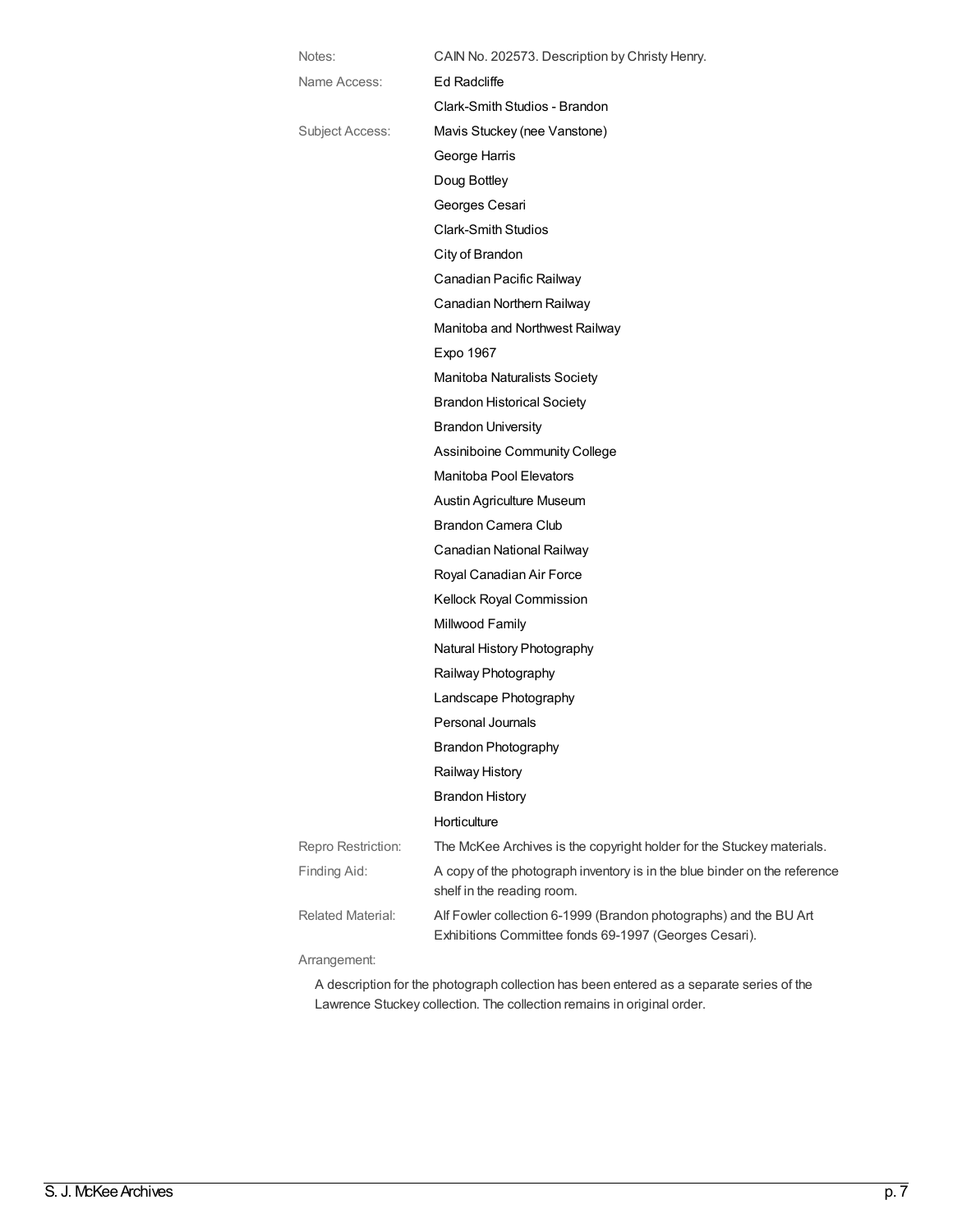| | |
|---|---|
| Notes: | CAIN No. 202573. Description by Christy Henry. |
| Name Access: | Ed Radcliffe |
| | Clark-Smith Studios - Brandon |
| Subject Access: | Mavis Stuckey (nee Vanstone) |
| | George Harris |
| | Doug Bottley |
| | Georges Cesari |
| | Clark-Smith Studios |
| | City of Brandon |
| | Canadian Pacific Railway |
| | Canadian Northern Railway |
| | Manitoba and Northwest Railway |
| | Expo 1967 |
| | Manitoba Naturalists Society |
| | Brandon Historical Society |
| | Brandon University |
| | Assiniboine Community College |
| | Manitoba Pool Elevators |
| | Austin Agriculture Museum |
| | Brandon Camera Club |
| | Canadian National Railway |
| | Royal Canadian Air Force |
| | Kellock Royal Commission |
| | Millwood Family |
| | Natural History Photography |
| | Railway Photography |
| | Landscape Photography |
| | Personal Journals |
| | Brandon Photography |
| | Railway History |
| | Brandon History |
| | Horticulture |
| Repro Restriction: | The McKee Archives is the copyright holder for the Stuckey materials. |
| Finding Aid: | A copy of the photograph inventory is in the blue binder on the reference shelf in the reading room. |
| Related Material: | Alf Fowler collection 6-1999 (Brandon photographs) and the BU Art Exhibitions Committee fonds 69-1997 (Georges Cesari). |

Arrangement:

A description for the photograph collection has been entered as a separate series of the Lawrence Stuckey collection. The collection remains in original order.